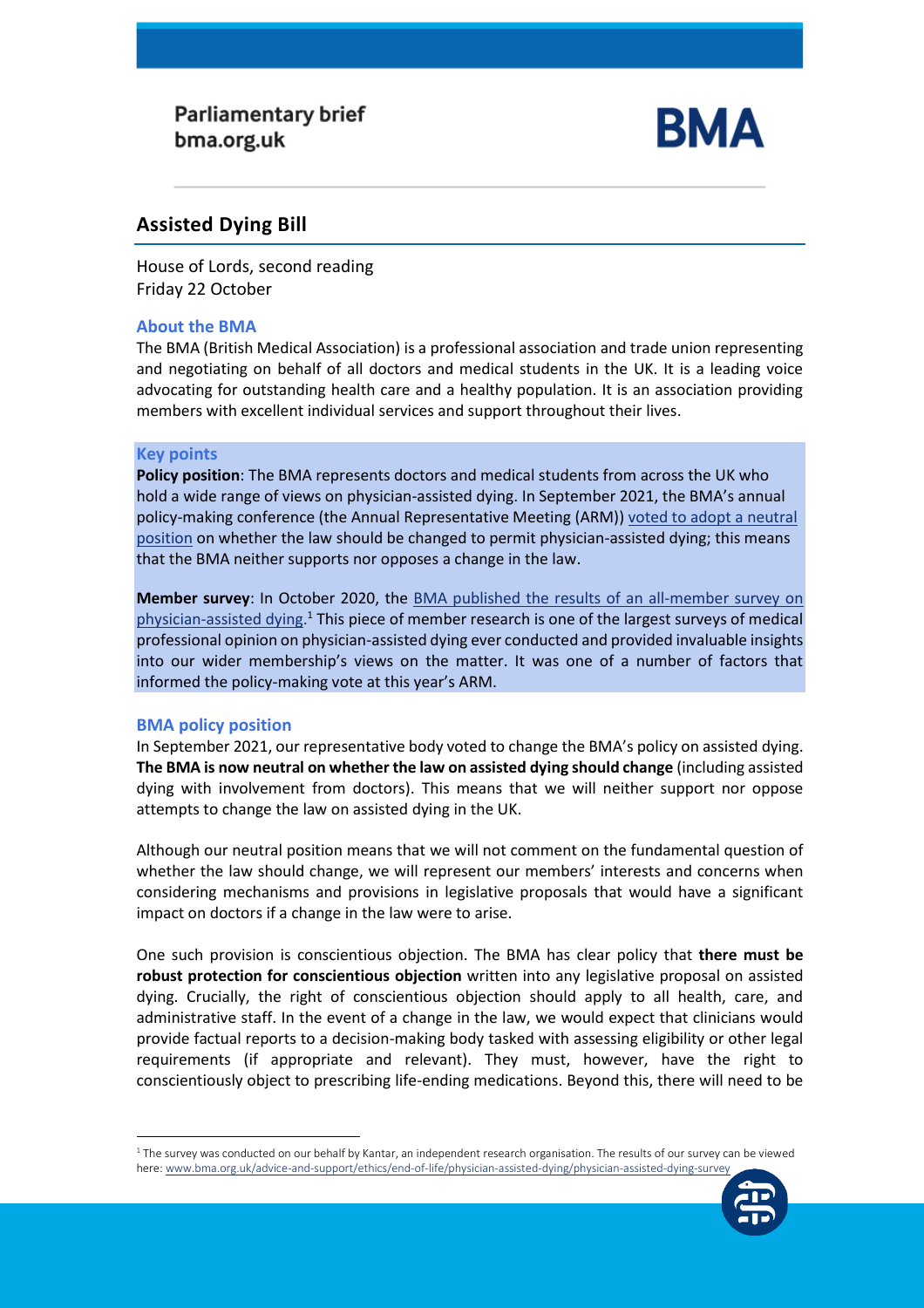Parliamentary brief
bma.org.uk

**BMA**

# Assisted Dying Bill

House of Lords, second reading
Friday 22 October

## About the BMA

The BMA (British Medical Association) is a professional association and trade union representing and negotiating on behalf of all doctors and medical students in the UK. It is a leading voice advocating for outstanding health care and a healthy population. It is an association providing members with excellent individual services and support throughout their lives.

## Key points

**Policy position**: The BMA represents doctors and medical students from across the UK who hold a wide range of views on physician-assisted dying. In September 2021, the BMA's annual policy-making conference (the Annual Representative Meeting (ARM)) voted to adopt a neutral position on whether the law should be changed to permit physician-assisted dying; this means that the BMA neither supports nor opposes a change in the law.

**Member survey**: In October 2020, the BMA published the results of an all-member survey on physician-assisted dying.[1] This piece of member research is one of the largest surveys of medical professional opinion on physician-assisted dying ever conducted and provided invaluable insights into our wider membership's views on the matter. It was one of a number of factors that informed the policy-making vote at this year's ARM.

## BMA policy position

In September 2021, our representative body voted to change the BMA's policy on assisted dying. **The BMA is now neutral on whether the law on assisted dying should change** (including assisted dying with involvement from doctors). This means that we will neither support nor oppose attempts to change the law on assisted dying in the UK.

Although our neutral position means that we will not comment on the fundamental question of whether the law should change, we will represent our members' interests and concerns when considering mechanisms and provisions in legislative proposals that would have a significant impact on doctors if a change in the law were to arise.

One such provision is conscientious objection. The BMA has clear policy that **there must be robust protection for conscientious objection** written into any legislative proposal on assisted dying. Crucially, the right of conscientious objection should apply to all health, care, and administrative staff. In the event of a change in the law, we would expect that clinicians would provide factual reports to a decision-making body tasked with assessing eligibility or other legal requirements (if appropriate and relevant). They must, however, have the right to conscientiously object to prescribing life-ending medications. Beyond this, there will need to be

[1] The survey was conducted on our behalf by Kantar, an independent research organisation. The results of our survey can be viewed here: www.bma.org.uk/advice-and-support/ethics/end-of-life/physician-assisted-dying/physician-assisted-dying-survey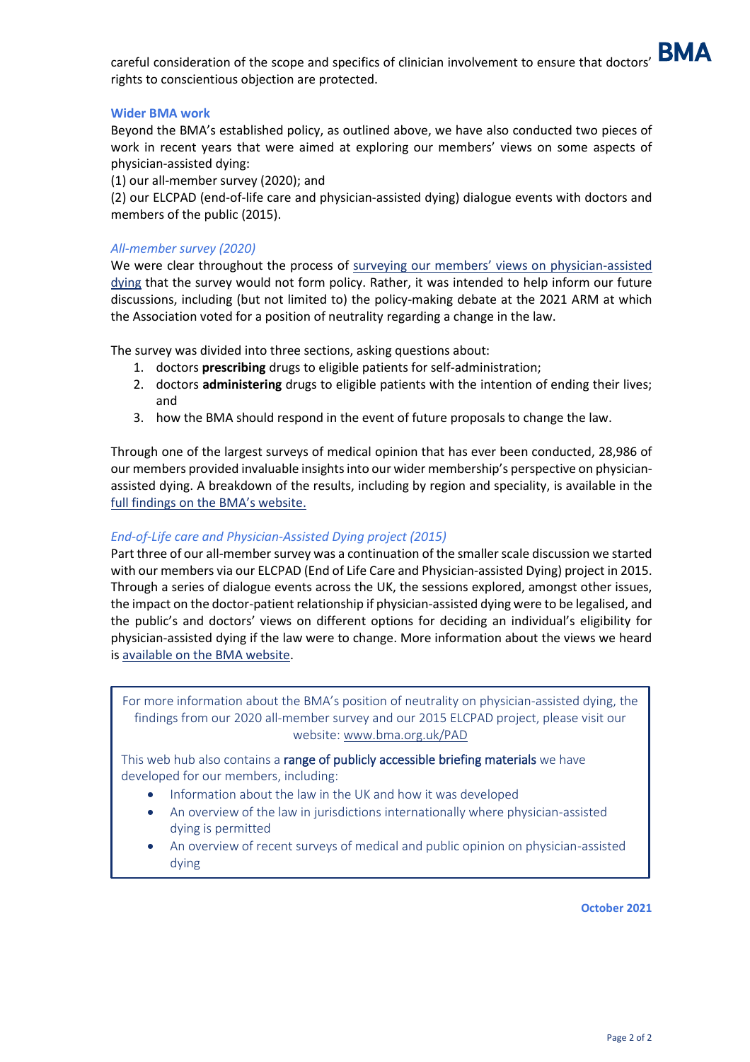careful consideration of the scope and specifics of clinician involvement to ensure that doctors' rights to conscientious objection are protected.

### Wider BMA work

Beyond the BMA's established policy, as outlined above, we have also conducted two pieces of work in recent years that were aimed at exploring our members' views on some aspects of physician-assisted dying:

(1) our all-member survey (2020); and

(2) our ELCPAD (end-of-life care and physician-assisted dying) dialogue events with doctors and members of the public (2015).

#### *All-member survey (2020)*

We were clear throughout the process of surveying our members' views on physician-assisted dying that the survey would not form policy. Rather, it was intended to help inform our future discussions, including (but not limited to) the policy-making debate at the 2021 ARM at which the Association voted for a position of neutrality regarding a change in the law.

The survey was divided into three sections, asking questions about:

1. doctors **prescribing** drugs to eligible patients for self-administration;
2. doctors **administering** drugs to eligible patients with the intention of ending their lives; and
3. how the BMA should respond in the event of future proposals to change the law.

Through one of the largest surveys of medical opinion that has ever been conducted, 28,986 of our members provided invaluable insights into our wider membership's perspective on physician-assisted dying. A breakdown of the results, including by region and speciality, is available in the full findings on the BMA's website.

#### *End-of-Life care and Physician-Assisted Dying project (2015)*

Part three of our all-member survey was a continuation of the smaller scale discussion we started with our members via our ELCPAD (End of Life Care and Physician-assisted Dying) project in 2015. Through a series of dialogue events across the UK, the sessions explored, amongst other issues, the impact on the doctor-patient relationship if physician-assisted dying were to be legalised, and the public's and doctors' views on different options for deciding an individual's eligibility for physician-assisted dying if the law were to change. More information about the views we heard is available on the BMA website.

For more information about the BMA's position of neutrality on physician-assisted dying, the findings from our 2020 all-member survey and our 2015 ELCPAD project, please visit our website: www.bma.org.uk/PAD

This web hub also contains a **range of publicly accessible briefing materials** we have developed for our members, including:

- Information about the law in the UK and how it was developed
- An overview of the law in jurisdictions internationally where physician-assisted dying is permitted
- An overview of recent surveys of medical and public opinion on physician-assisted dying

**October 2021**